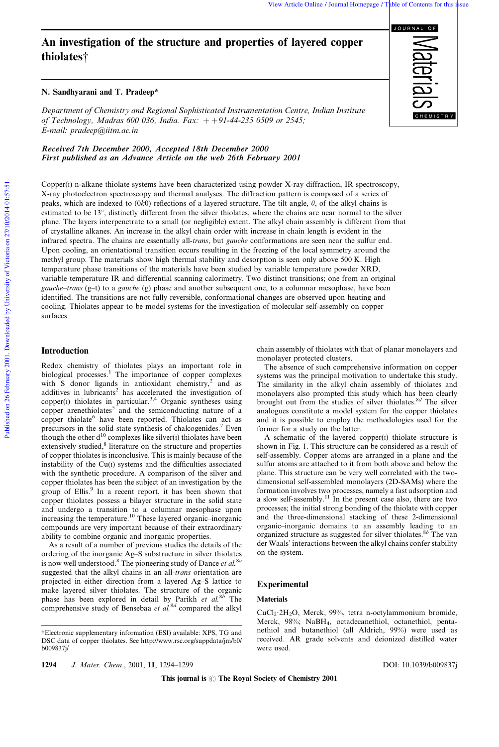# An investigation of the structure and properties of layered copper thiolates†

**N. Sandhyarani and T. Pradeep***

*Department of Chemistry and Regional Sophisticated Instrumentation Centre, Indian Institute of Technology, Madras 600 036, India. Fax: ++91-44-235 0509 or 2545; E-mail: pradeep@iitm.ac.in*

***Received 7th December 2000, Accepted 18th December 2000***
***First published as an Advance Article on the web 26th February 2001***

Copper(I) n-alkane thiolate systems have been characterized using powder X-ray diffraction, IR spectroscopy, X-ray photoelectron spectroscopy and thermal analyses. The diffraction pattern is composed of a series of peaks, which are indexed to (0*k*0) reflections of a layered structure. The tilt angle, $\theta$, of the alkyl chains is estimated to be 13°, distinctly different from the silver thiolates, where the chains are near normal to the silver plane. The layers interpenetrate to a small (or negligible) extent. The alkyl chain assembly is different from that of crystalline alkanes. An increase in the alkyl chain order with increase in chain length is evident in the infrared spectra. The chains are essentially all-*trans*, but *gauche* conformations are seen near the sulfur end. Upon cooling, an orientational transition occurs resulting in the freezing of the local symmetry around the methyl group. The materials show high thermal stability and desorption is seen only above 500 K. High temperature phase transitions of the materials have been studied by variable temperature powder XRD, variable temperature IR and differential scanning calorimetry. Two distinct transitions; one from an original *gauche–trans* (g–t) to a *gauche* (g) phase and another subsequent one, to a columnar mesophase, have been identified. The transitions are not fully reversible, conformational changes are observed upon heating and cooling. Thiolates appear to be model systems for the investigation of molecular self-assembly on copper surfaces.

## Introduction

Redox chemistry of thiolates plays an important role in biological processes.[1] The importance of copper complexes with S donor ligands in antioxidant chemistry,[2] and as additives in lubricants[2] has accelerated the investigation of copper(I) thiolates in particular.[3,4] Organic syntheses using copper arenethiolates[5] and the semiconducting nature of a copper thiolate[6] have been reported. Thiolates can act as precursors in the solid state synthesis of chalcogenides.[7] Even though the other $d^{10}$ complexes like silver(I) thiolates have been extensively studied,[8] literature on the structure and properties of copper thiolates is inconclusive. This is mainly because of the instability of the Cu(I) systems and the difficulties associated with the synthetic procedure. A comparison of the silver and copper thiolates has been the subject of an investigation by the group of Ellis.[9] In a recent report, it has been shown that copper thiolates possess a bilayer structure in the solid state and undergo a transition to a columnar mesophase upon increasing the temperature.[10] These layered organic–inorganic compounds are very important because of their extraordinary ability to combine organic and inorganic properties.

As a result of a number of previous studies the details of the ordering of the inorganic Ag–S substructure in silver thiolates is now well understood.[8] The pioneering study of Dance *et al.*[8a] suggested that the alkyl chains in an all-*trans* orientation are projected in either direction from a layered Ag–S lattice to make layered silver thiolates. The structure of the organic phase has been explored in detail by Parikh *et al.*[8b] The comprehensive study of Bensebaa *et al.*[8d] compared the alkyl chain assembly of thiolates with that of planar monolayers and monolayer protected clusters.

The absence of such comprehensive information on copper systems was the principal motivation to undertake this study. The similarity in the alkyl chain assembly of thiolates and monolayers also prompted this study which has been clearly brought out from the studies of silver thiolates.[8d] The silver analogues constitute a model system for the copper thiolates and it is possible to employ the methodologies used for the former for a study on the latter.

A schematic of the layered copper(I) thiolate structure is shown in Fig. 1. This structure can be considered as a result of self-assembly. Copper atoms are arranged in a plane and the sulfur atoms are attached to it from both above and below the plane. This structure can be very well correlated with the two-dimensional self-assembled monolayers (2D-SAMs) where the formation involves two processes, namely a fast adsorption and a slow self-assembly.[11] In the present case also, there are two processes; the initial strong bonding of the thiolate with copper and the three-dimensional stacking of these 2-dimensional organic–inorganic domains to an assembly leading to an organized structure as suggested for silver thiolates.[8b] The van der Waals' interactions between the alkyl chains confer stability on the system.

## Experimental

### Materials

$CuCl_2 \cdot 2H_2O$, Merck, 99%, tetra n-octylammonium bromide, Merck, 98%; $NaBH_4$, octadecanethiol, octanethiol, pentanethiol and butanethiol (all Aldrich, 99%) were used as received. AR grade solvents and deionized distilled water were used.

†Electronic supplementary information (ESI) available: XPS, TG and DSC data of copper thiolates. See http://www.rsc.org/suppdata/jm/b0/b009837j/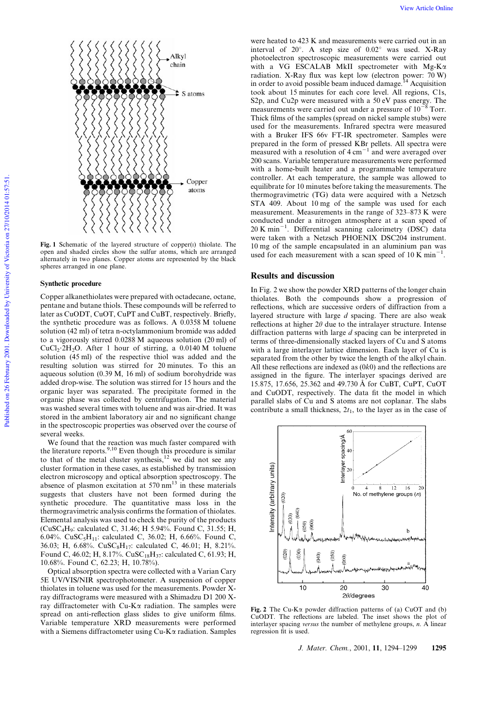Fig. 1 Schematic of the layered structure of copper(I) thiolate. The open and shaded circles show the sulfur atoms, which are arranged alternately in two planes. Copper atoms are represented by the black spheres arranged in one plane.

### Synthetic procedure

Copper alkanethiolates were prepared with octadecane, octane, pentane and butane thiols. These compounds will be referred to later as CuODT, CuOT, CuPT and CuBT, respectively. Briefly, the synthetic procedure was as follows. A 0.0358 M toluene solution (42 ml) of tetra n-octylammonium bromide was added to a vigorously stirred 0.0288 M aqueous solution (20 ml) of $CuCl_2 \cdot 2H_2O$. After 1 hour of stirring, a 0.0140 M toluene solution (45 ml) of the respective thiol was added and the resulting solution was stirred for 20 minutes. To this an aqueous solution (0.39 M, 16 ml) of sodium borohydride was added drop-wise. The solution was stirred for 15 hours and the organic layer was separated. The precipitate formed in the organic phase was collected by centrifugation. The material was washed several times with toluene and was air-dried. It was stored in the ambient laboratory air and no significant change in the spectroscopic properties was observed over the course of several weeks.

We found that the reaction was much faster compared with the literature reports.[9,10] Even though this procedure is similar to that of the metal cluster synthesis,[12] we did not see any cluster formation in these cases, as established by transmission electron microscopy and optical absorption spectroscopy. The absence of plasmon excitation at 570 nm[13] in these materials suggests that clusters have not been formed during the synthetic procedure. The quantitative mass loss in the thermogravimetric analysis confirms the formation of thiolates. Elemental analysis was used to check the purity of the products ($CuSC_4H_9$: calculated C, 31.46; H 5.94%. Found C, 31.55; H, 6.04%. $CuSC_5H_{11}$: calculated C, 36.02; H, 6.66%. Found C, 36.03; H, 6.68%. $CuSC_8H_{17}$: calculated C, 46.01; H, 8.21%. Found C, 46.02; H, 8.17%. $CuSC_{18}H_{37}$: calculated C, 61.93; H, 10.68%. Found C, 62.23; H, 10.78%).

Optical absorption spectra were collected with a Varian Cary 5E UV/VIS/NIR spectrophotometer. A suspension of copper thiolates in toluene was used for the measurements. Powder X-ray diffractograms were measured with a Shimadzu D1 200 X-ray diffractometer with Cu-Kα radiation. The samples were spread on anti-reflection glass slides to give uniform films. Variable temperature XRD measurements were performed with a Siemens diffractometer using Cu-Kα radiation. Samples were heated to 423 K and measurements were carried out in an interval of 20°. A step size of 0.02° was used. X-Ray photoelectron spectroscopic measurements were carried out with a VG ESCALAB MkII spectrometer with Mg-Kα radiation. X-Ray flux was kept low (electron power: 70 W) in order to avoid possible beam induced damage.[14] Acquisition took about 15 minutes for each core level. All regions, C1s, S2p, and Cu2p were measured with a 50 eV pass energy. The measurements were carried out under a pressure of $10^{-8}$ Torr. Thick films of the samples (spread on nickel sample stubs) were used for the measurements. Infrared spectra were measured with a Bruker IFS 66v FT-IR spectrometer. Samples were prepared in the form of pressed KBr pellets. All spectra were measured with a resolution of 4 $cm^{-1}$ and were averaged over 200 scans. Variable temperature measurements were performed with a home-built heater and a programmable temperature controller. At each temperature, the sample was allowed to equilibrate for 10 minutes before taking the measurements. The thermogravimetric (TG) data were acquired with a Netzsch STA 409. About 10 mg of the sample was used for each measurement. Measurements in the range of 323–873 K were conducted under a nitrogen atmosphere at a scan speed of 20 K $min^{-1}$. Differential scanning calorimetry (DSC) data were taken with a Netzsch PHOENIX DSC204 instrument. 10 mg of the sample encapsulated in an aluminium pan was used for each measurement with a scan speed of 10 K $min^{-1}$.

## Results and discussion

In Fig. 2 we show the powder XRD patterns of the longer chain thiolates. Both the compounds show a progression of reflections, which are successive orders of diffraction from a layered structure with large *d* spacing. There are also weak reflections at higher $2\theta$ due to the intralayer structure. Intense diffraction patterns with large *d* spacing can be interpreted in terms of three-dimensionally stacked layers of Cu and S atoms with a large interlayer lattice dimension. Each layer of Cu is separated from the other by twice the length of the alkyl chain. All these reflections are indexed as (0*k*0) and the reflections are assigned in the figure. The interlayer spacings derived are 15.875, 17.656, 25.362 and 49.730 Å for CuBT, CuPT, CuOT and CuODT, respectively. The data fit the model in which parallel slabs of Cu and S atoms are not coplanar. The slabs contribute a small thickness, $2t_1$, to the layer as in the case of

Fig. 2 The Cu-Kα powder diffraction patterns of (a) CuOT and (b) CuODT. The reflections are labeled. The inset shows the plot of interlayer spacing *versus* the number of methylene groups, *n*. A linear regression fit is used.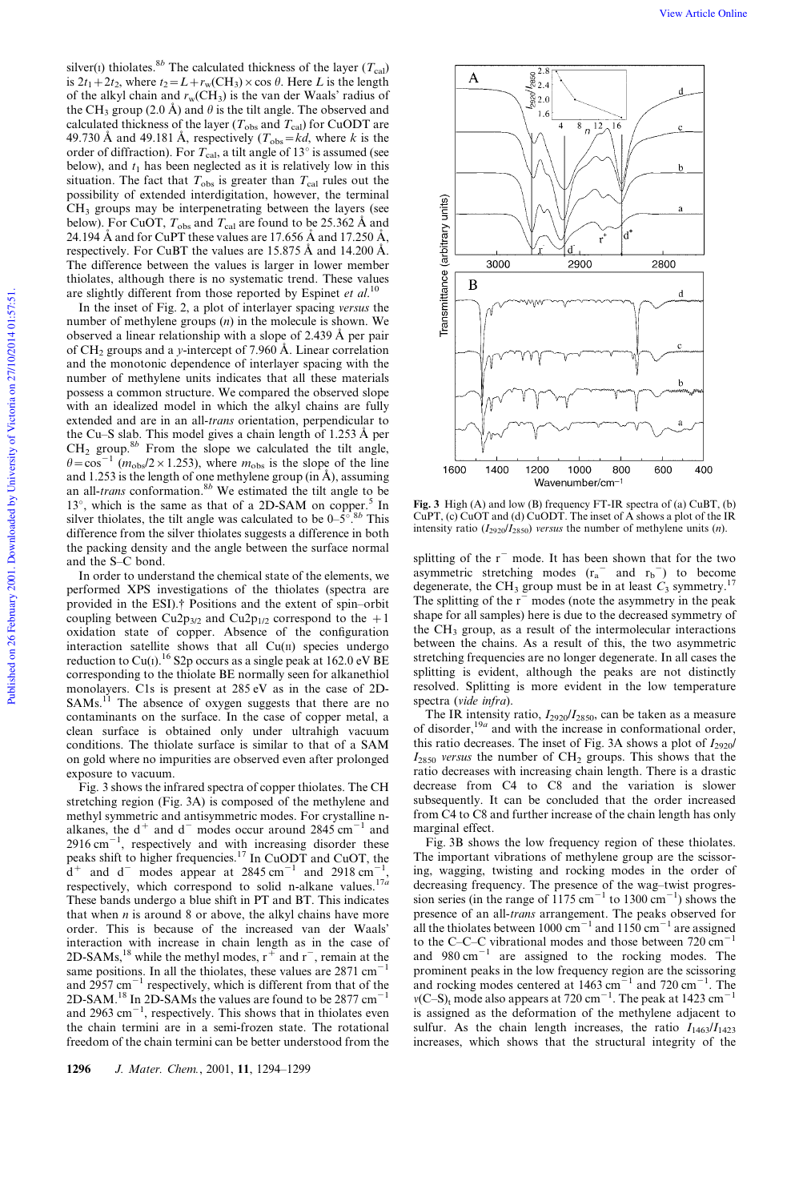silver(I) thiolates.[8b] The calculated thickness of the layer ($T_{cal}$) is $2t_1+2t_2$, where $t_2 = L + r_w(CH_3) \times \cos\theta$. Here $L$ is the length of the alkyl chain and $r_w(CH_3)$ is the van der Waals' radius of the $CH_3$ group (2.0 Å) and $\theta$ is the tilt angle. The observed and calculated thickness of the layer ($T_{obs}$ and $T_{cal}$) for CuODT are 49.730 Å and 49.181 Å, respectively ($T_{obs}=kd$, where $k$ is the order of diffraction). For $T_{cal}$, a tilt angle of 13° is assumed (see below), and $t_1$ has been neglected as it is relatively low in this situation. The fact that $T_{obs}$ is greater than $T_{cal}$ rules out the possibility of extended interdigitation, however, the terminal $CH_3$ groups may be interpenetrating between the layers (see below). For CuOT, $T_{obs}$ and $T_{cal}$ are found to be 25.362 Å and 24.194 Å and for CuPT these values are 17.656 Å and 17.250 Å, respectively. For CuBT the values are 15.875 Å and 14.200 Å. The difference between the values is larger in lower member thiolates, although there is no systematic trend. These values are slightly different from those reported by Espinet *et al.*[10]

In the inset of Fig. 2, a plot of interlayer spacing *versus* the number of methylene groups ($n$) in the molecule is shown. We observed a linear relationship with a slope of 2.439 Å per pair of $CH_2$ groups and a *y*-intercept of 7.960 Å. Linear correlation and the monotonic dependence of interlayer spacing with the number of methylene units indicates that all these materials possess a common structure. We compared the observed slope with an idealized model in which the alkyl chains are fully extended and are in an all-*trans* orientation, perpendicular to the Cu–S slab. This model gives a chain length of 1.253 Å per $CH_2$ group.[8b] From the slope we calculated the tilt angle, $\theta = \cos^{-1}(m_{obs}/2\times1.253)$, where $m_{obs}$ is the slope of the line and 1.253 is the length of one methylene group (in Å), assuming an all-*trans* conformation.[8b] We estimated the tilt angle to be 13°, which is the same as that of a 2D-SAM on copper.[5] In silver thiolates, the tilt angle was calculated to be 0–5°.[8b] This difference from the silver thiolates suggests a difference in both the packing density and the angle between the surface normal and the S–C bond.

In order to understand the chemical state of the elements, we performed XPS investigations of the thiolates (spectra are provided in the ESI).† Positions and the extent of spin–orbit coupling between $Cu2p_{3/2}$ and $Cu2p_{1/2}$ correspond to the +1 oxidation state of copper. Absence of the configuration interaction satellite shows that all Cu(II) species undergo reduction to Cu(I).[16] S2p occurs as a single peak at 162.0 eV BE corresponding to the thiolate BE normally seen for alkanethiol monolayers. C1s is present at 285 eV as in the case of 2D-SAMs.[11] The absence of oxygen suggests that there are no contaminants on the surface. In the case of copper metal, a clean surface is obtained only under ultrahigh vacuum conditions. The thiolate surface is similar to that of a SAM on gold where no impurities are observed even after prolonged exposure to vacuum.

Fig. 3 shows the infrared spectra of copper thiolates. The CH stretching region (Fig. 3A) is composed of the methylene and methyl symmetric and antisymmetric modes. For crystalline n-alkanes, the $d^+$ and $d^-$ modes occur around 2845 cm$^{-1}$ and 2916 cm$^{-1}$, respectively and with increasing disorder these peaks shift to higher frequencies.[17] In CuODT and CuOT, the $d^+$ and $d^-$ modes appear at 2845 cm$^{-1}$ and 2918 cm$^{-1}$, respectively, which correspond to solid n-alkane values.[17a] These bands undergo a blue shift in PT and BT. This indicates that when $n$ is around 8 or above, the alkyl chains have more order. This is because of the increased van der Waals' interaction with increase in chain length as in the case of 2D-SAMs,[18] while the methyl modes, $r^+$ and $r^-$, remain at the same positions. In all the thiolates, these values are 2871 cm$^{-1}$ and 2957 cm$^{-1}$ respectively, which is different from that of the 2D-SAM.[18] In 2D-SAMs the values are found to be 2877 cm$^{-1}$ and 2963 cm$^{-1}$, respectively. This shows that in thiolates even the chain termini are in a semi-frozen state. The rotational freedom of the chain termini can be better understood from the

**Fig. 3** High (A) and low (B) frequency FT-IR spectra of (a) CuBT, (b) CuPT, (c) CuOT and (d) CuODT. The inset of A shows a plot of the IR intensity ratio ($I_{2920}/I_{2850}$) *versus* the number of methylene units ($n$).

splitting of the $r^-$ mode. It has been shown that for the two asymmetric stretching modes ($r_a^-$ and $r_b^-$) to become degenerate, the $CH_3$ group must be in at least $C_3$ symmetry.[17] The splitting of the $r^-$ modes (note the asymmetry in the peak shape for all samples) here is due to the decreased symmetry of the $CH_3$ group, as a result of the intermolecular interactions between the chains. As a result of this, the two asymmetric stretching frequencies are no longer degenerate. In all cases the splitting is evident, although the peaks are not distinctly resolved. Splitting is more evident in the low temperature spectra (*vide infra*).

The IR intensity ratio, $I_{2920}/I_{2850}$, can be taken as a measure of disorder,[19a] and with the increase in conformational order, this ratio decreases. The inset of Fig. 3A shows a plot of $I_{2920}/I_{2850}$ *versus* the number of $CH_2$ groups. This shows that the ratio decreases with increasing chain length. There is a drastic decrease from C4 to C8 and the variation is slower subsequently. It can be concluded that the order increased from C4 to C8 and further increase of the chain length has only marginal effect.

Fig. 3B shows the low frequency region of these thiolates. The important vibrations of methylene group are the scissoring, wagging, twisting and rocking modes in the order of decreasing frequency. The presence of the wag–twist progression series (in the range of 1175 cm$^{-1}$ to 1300 cm$^{-1}$) shows the presence of an all-*trans* arrangement. The peaks observed for all the thiolates between 1000 cm$^{-1}$ and 1150 cm$^{-1}$ are assigned to the C–C–C vibrational modes and those between 720 cm$^{-1}$ and 980 cm$^{-1}$ are assigned to the rocking modes. The prominent peaks in the low frequency region are the scissoring and rocking modes centered at 1463 cm$^{-1}$ and 720 cm$^{-1}$. The $\nu$(C–S)$_t$ mode also appears at 720 cm$^{-1}$. The peak at 1423 cm$^{-1}$ is assigned as the deformation of the methylene adjacent to sulfur. As the chain length increases, the ratio $I_{1463}/I_{1423}$ increases, which shows that the structural integrity of the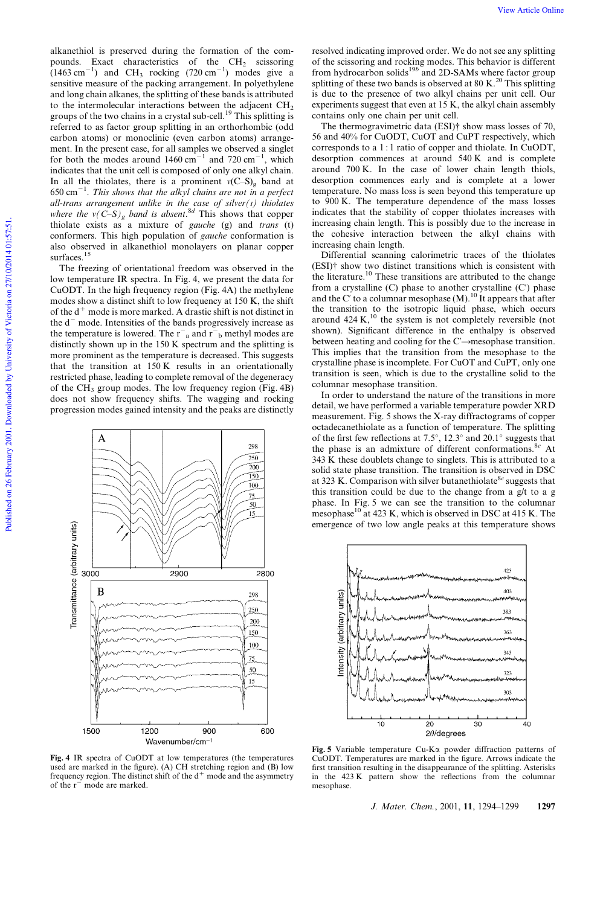alkanethiol is preserved during the formation of the compounds. Exact characteristics of the $CH_2$ scissoring ($1463\ cm^{-1}$) and $CH_3$ rocking ($720\ cm^{-1}$) modes give a sensitive measure of the packing arrangement. In polyethylene and long chain alkanes, the splitting of these bands is attributed to the intermolecular interactions between the adjacent $CH_2$ groups of the two chains in a crystal sub-cell.[19] This splitting is referred to as factor group splitting in an orthorhombic (odd carbon atoms) or monoclinic (even carbon atoms) arrangement. In the present case, for all samples we observed a singlet for both the modes around $1460\ cm^{-1}$ and $720\ cm^{-1}$, which indicates that the unit cell is composed of only one alkyl chain. In all the thiolates, there is a prominent $\nu(C\text{–}S)_g$ band at $650\ cm^{-1}$. *This shows that the alkyl chains are not in a perfect all-trans arrangement unlike in the case of silver(I) thiolates where the* $\nu(C\text{–}S)_g$ *band is absent.*[8d] This shows that copper thiolate exists as a mixture of *gauche* (g) and *trans* (t) conformers. This high population of *gauche* conformation is also observed in alkanethiol monolayers on planar copper surfaces.[15]

The freezing of orientational freedom was observed in the low temperature IR spectra. In Fig. 4, we present the data for CuODT. In the high frequency region (Fig. 4A) the methylene modes show a distinct shift to low frequency at 150 K, the shift of the $d^+$ mode is more marked. A drastic shift is not distinct in the $d^-$ mode. Intensities of the bands progressively increase as the temperature is lowered. The $r^-_a$ and $r^-_b$ methyl modes are distinctly shown up in the 150 K spectrum and the splitting is more prominent as the temperature is decreased. This suggests that the transition at 150 K results in an orientationally restricted phase, leading to complete removal of the degeneracy of the $CH_3$ group modes. The low frequency region (Fig. 4B) does not show frequency shifts. The wagging and rocking progression modes gained intensity and the peaks are distinctly resolved indicating improved order. We do not see any splitting of the scissoring and rocking modes. This behavior is different from hydrocarbon solids[19b] and 2D-SAMs where factor group splitting of these two bands is observed at 80 K.[20] This splitting is due to the presence of two alkyl chains per unit cell. Our experiments suggest that even at 15 K, the alkyl chain assembly contains only one chain per unit cell.

Fig. 4 IR spectra of CuODT at low temperatures (the temperatures used are marked in the figure). (A) CH stretching region and (B) low frequency region. The distinct shift of the $d^+$ mode and the asymmetry of the $r^-$ mode are marked.

The thermogravimetric data (ESI)† show mass losses of 70, 56 and 40% for CuODT, CuOT and CuPT respectively, which corresponds to a 1 : 1 ratio of copper and thiolate. In CuODT, desorption commences at around 540 K and is complete around 700 K. In the case of lower chain length thiols, desorption commences early and is complete at a lower temperature. No mass loss is seen beyond this temperature up to 900 K. The temperature dependence of the mass losses indicates that the stability of copper thiolates increases with increasing chain length. This is possibly due to the increase in the cohesive interaction between the alkyl chains with increasing chain length.

Differential scanning calorimetric traces of the thiolates (ESI)† show two distinct transitions which is consistent with the literature.[10] These transitions are attributed to the change from a crystalline (C) phase to another crystalline (C′) phase and the C′ to a columnar mesophase (M).[10] It appears that after the transition to the isotropic liquid phase, which occurs around 424 K,[10] the system is not completely reversible (not shown). Significant difference in the enthalpy is observed between heating and cooling for the C′→mesophase transition. This implies that the transition from the mesophase to the crystalline phase is incomplete. For CuOT and CuPT, only one transition is seen, which is due to the crystalline solid to the columnar mesophase transition.

In order to understand the nature of the transitions in more detail, we have performed a variable temperature powder XRD measurement. Fig. 5 shows the X-ray diffractograms of copper octadecanethiolate as a function of temperature. The splitting of the first few reflections at 7.5°, 12.3° and 20.1° suggests that the phase is an admixture of different conformations.[8c] At 343 K these doublets change to singlets. This is attributed to a solid state phase transition. The transition is observed in DSC at 323 K. Comparison with silver butanethiolate[8c] suggests that this transition could be due to the change from a g/t to a g phase. In Fig. 5 we can see the transition to the columnar mesophase[10] at 423 K, which is observed in DSC at 415 K. The emergence of two low angle peaks at this temperature shows

Fig. 5 Variable temperature Cu-Kα powder diffraction patterns of CuODT. Temperatures are marked in the figure. Arrows indicate the first transition resulting in the disappearance of the splitting. Asterisks in the 423 K pattern show the reflections from the columnar mesophase.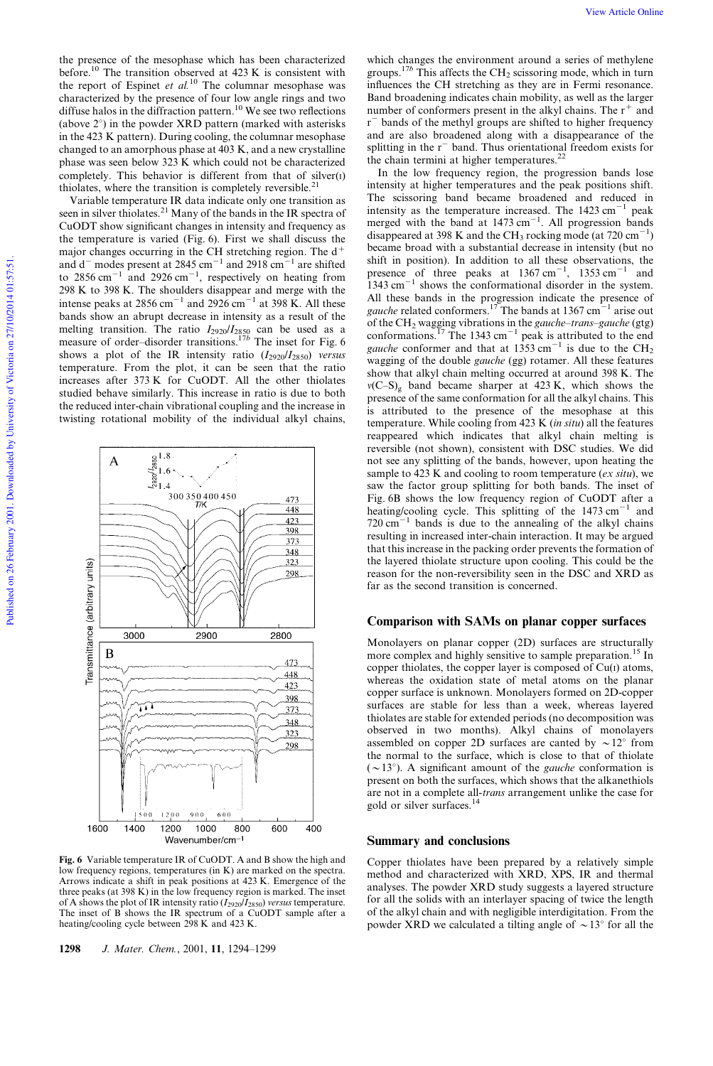the presence of the mesophase which has been characterized before.[10] The transition observed at 423 K is consistent with the report of Espinet *et al.*[10] The columnar mesophase was characterized by the presence of four low angle rings and two diffuse halos in the diffraction pattern.[10] We see two reflections (above 2°) in the powder XRD pattern (marked with asterisks in the 423 K pattern). During cooling, the columnar mesophase changed to an amorphous phase at 403 K, and a new crystalline phase was seen below 323 K which could not be characterized completely. This behavior is different from that of silver(I) thiolates, where the transition is completely reversible.[21]

Variable temperature IR data indicate only one transition as seen in silver thiolates.[21] Many of the bands in the IR spectra of CuODT show significant changes in intensity and frequency as the temperature is varied (Fig. 6). First we shall discuss the major changes occurring in the CH stretching region. The $d^+$ and $d^-$ modes present at 2845 $cm^{-1}$ and 2918 $cm^{-1}$ are shifted to 2856 $cm^{-1}$ and 2926 $cm^{-1}$, respectively on heating from 298 K to 398 K. The shoulders disappear and merge with the intense peaks at 2856 $cm^{-1}$ and 2926 $cm^{-1}$ at 398 K. All these bands show an abrupt decrease in intensity as a result of the melting transition. The ratio $I_{2920}/I_{2850}$ can be used as a measure of order–disorder transitions.[17b] The inset for Fig. 6 shows a plot of the IR intensity ratio ($I_{2920}/I_{2850}$) *versus* temperature. From the plot, it can be seen that the ratio increases after 373 K for CuODT. All the other thiolates studied behave similarly. This increase in ratio is due to both the reduced inter-chain vibrational coupling and the increase in twisting rotational mobility of the individual alkyl chains, which changes the environment around a series of methylene groups.[17b] This affects the $CH_2$ scissoring mode, which in turn influences the CH stretching as they are in Fermi resonance. Band broadening indicates chain mobility, as well as the larger number of conformers present in the alkyl chains. The $r^+$ and $r^-$ bands of the methyl groups are shifted to higher frequency and are also broadened along with a disappearance of the splitting in the $r^-$ band. Thus orientational freedom exists for the chain termini at higher temperatures.[22]

In the low frequency region, the progression bands lose intensity at higher temperatures and the peak positions shift. The scissoring band became broadened and reduced in intensity as the temperature increased. The 1423 $cm^{-1}$ peak merged with the band at 1473 $cm^{-1}$. All progression bands disappeared at 398 K and the $CH_3$ rocking mode (at 720 $cm^{-1}$) became broad with a substantial decrease in intensity (but no shift in position). In addition to all these observations, the presence of three peaks at 1367 $cm^{-1}$, 1353 $cm^{-1}$ and 1343 $cm^{-1}$ shows the conformational disorder in the system. All these bands in the progression indicate the presence of *gauche* related conformers.[17] The bands at 1367 $cm^{-1}$ arise out of the $CH_2$ wagging vibrations in the *gauche–trans–gauche* (gtg) conformations.[17] The 1343 $cm^{-1}$ peak is attributed to the end *gauche* conformer and that at 1353 $cm^{-1}$ is due to the $CH_2$ wagging of the double *gauche* (gg) rotamer. All these features show that alkyl chain melting occurred at around 398 K. The $\nu(C–S)_g$ band became sharper at 423 K, which shows the presence of the same conformation for all the alkyl chains. This is attributed to the presence of the mesophase at this temperature. While cooling from 423 K (*in situ*) all the features reappeared which indicates that alkyl chain melting is reversible (not shown), consistent with DSC studies. We did not see any splitting of the bands, however, upon heating the sample to 423 K and cooling to room temperature (*ex situ*), we saw the factor group splitting for both bands. The inset of Fig. 6B shows the low frequency region of CuODT after a heating/cooling cycle. This splitting of the 1473 $cm^{-1}$ and 720 $cm^{-1}$ bands is due to the annealing of the alkyl chains resulting in increased inter-chain interaction. It may be argued that this increase in the packing order prevents the formation of the layered thiolate structure upon cooling. This could be the reason for the non-reversibility seen in the DSC and XRD as far as the second transition is concerned.

Fig. 6 Variable temperature IR of CuODT. A and B show the high and low frequency regions, temperatures (in K) are marked on the spectra. Arrows indicate a shift in peak positions at 423 K. Emergence of the three peaks (at 398 K) in the low frequency region is marked. The inset of A shows the plot of IR intensity ratio ($I_{2920}/I_{2850}$) *versus* temperature. The inset of B shows the IR spectrum of a CuODT sample after a heating/cooling cycle between 298 K and 423 K.

## Comparison with SAMs on planar copper surfaces

Monolayers on planar copper (2D) surfaces are structurally more complex and highly sensitive to sample preparation.[15] In copper thiolates, the copper layer is composed of Cu(I) atoms, whereas the oxidation state of metal atoms on the planar copper surface is unknown. Monolayers formed on 2D-copper surfaces are stable for less than a week, whereas layered thiolates are stable for extended periods (no decomposition was observed in two months). Alkyl chains of monolayers assembled on copper 2D surfaces are canted by ~12° from the normal to the surface, which is close to that of thiolate (~13°). A significant amount of the *gauche* conformation is present on both the surfaces, which shows that the alkanethiols are not in a complete all-*trans* arrangement unlike the case for gold or silver surfaces.[14]

## Summary and conclusions

Copper thiolates have been prepared by a relatively simple method and characterized with XRD, XPS, IR and thermal analyses. The powder XRD study suggests a layered structure for all the solids with an interlayer spacing of twice the length of the alkyl chain and with negligible interdigitation. From the powder XRD we calculated a tilting angle of ~13° for all the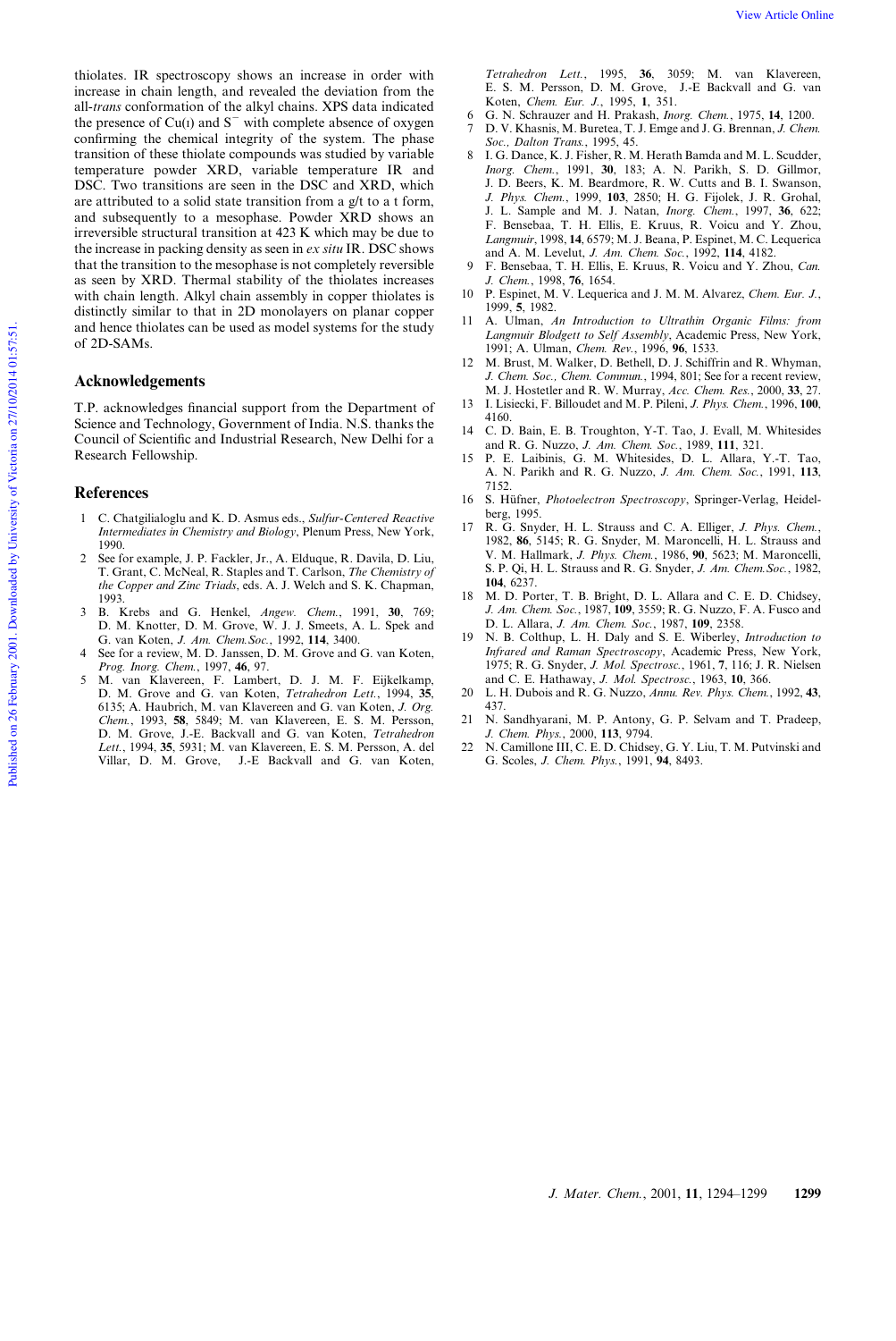thiolates. IR spectroscopy shows an increase in order with increase in chain length, and revealed the deviation from the all-*trans* conformation of the alkyl chains. XPS data indicated the presence of Cu(I) and $S^-$ with complete absence of oxygen confirming the chemical integrity of the system. The phase transition of these thiolate compounds was studied by variable temperature powder XRD, variable temperature IR and DSC. Two transitions are seen in the DSC and XRD, which are attributed to a solid state transition from a g/t to a t form, and subsequently to a mesophase. Powder XRD shows an irreversible structural transition at 423 K which may be due to the increase in packing density as seen in *ex situ* IR. DSC shows that the transition to the mesophase is not completely reversible as seen by XRD. Thermal stability of the thiolates increases with chain length. Alkyl chain assembly in copper thiolates is distinctly similar to that in 2D monolayers on planar copper and hence thiolates can be used as model systems for the study of 2D-SAMs.

## Acknowledgements

T.P. acknowledges financial support from the Department of Science and Technology, Government of India. N.S. thanks the Council of Scientific and Industrial Research, New Delhi for a Research Fellowship.

## References

1. C. Chatgilialoglu and K. D. Asmus eds., *Sulfur-Centered Reactive Intermediates in Chemistry and Biology*, Plenum Press, New York, 1990.
2. See for example, J. P. Fackler, Jr., A. Elduque, R. Davila, D. Liu, T. Grant, C. McNeal, R. Staples and T. Carlson, *The Chemistry of the Copper and Zinc Triads*, eds. A. J. Welch and S. K. Chapman, 1993.
3. B. Krebs and G. Henkel, *Angew. Chem.*, 1991, **30**, 769; D. M. Knotter, D. M. Grove, W. J. J. Smeets, A. L. Spek and G. van Koten, *J. Am. Chem.Soc.*, 1992, **114**, 3400.
4. See for a review, M. D. Janssen, D. M. Grove and G. van Koten, *Prog. Inorg. Chem.*, 1997, **46**, 97.
5. M. van Klavereen, F. Lambert, D. J. M. F. Eijkelkamp, D. M. Grove and G. van Koten, *Tetrahedron Lett.*, 1994, **35**, 6135; A. Haubrich, M. van Klavereen and G. van Koten, *J. Org. Chem.*, 1993, **58**, 5849; M. van Klavereen, E. S. M. Persson, D. M. Grove, J.-E. Backvall and G. van Koten, *Tetrahedron Lett.*, 1994, **35**, 5931; M. van Klavereen, E. S. M. Persson, A. del Villar, D. M. Grove, J.-E Backvall and G. van Koten, *Tetrahedron Lett.*, 1995, **36**, 3059; M. van Klavereen, E. S. M. Persson, D. M. Grove, J.-E Backvall and G. van Koten, *Chem. Eur. J.*, 1995, **1**, 351.
6. G. N. Schrauzer and H. Prakash, *Inorg. Chem.*, 1975, **14**, 1200.
7. D. V. Khasnis, M. Buretea, T. J. Emge and J. G. Brennan, *J. Chem. Soc., Dalton Trans.*, 1995, 45.
8. I. G. Dance, K. J. Fisher, R. M. Herath Bamda and M. L. Scudder, *Inorg. Chem.*, 1991, **30**, 183; A. N. Parikh, S. D. Gillmor, J. D. Beers, K. M. Beardmore, R. W. Cutts and B. I. Swanson, *J. Phys. Chem.*, 1999, **103**, 2850; H. G. Fijolek, J. R. Grohal, J. L. Sample and M. J. Natan, *Inorg. Chem.*, 1997, **36**, 622; F. Bensebaa, T. H. Ellis, E. Kruus, R. Voicu and Y. Zhou, *Langmuir*, 1998, **14**, 6579; M. J. Beana, P. Espinet, M. C. Lequerica and A. M. Levelut, *J. Am. Chem. Soc.*, 1992, **114**, 4182.
9. F. Bensebaa, T. H. Ellis, E. Kruus, R. Voicu and Y. Zhou, *Can. J. Chem.*, 1998, **76**, 1654.
10. P. Espinet, M. V. Lequerica and J. M. M. Alvarez, *Chem. Eur. J.*, 1999, **5**, 1982.
11. A. Ulman, *An Introduction to Ultrathin Organic Films: from Langmuir Blodgett to Self Assembly*, Academic Press, New York, 1991; A. Ulman, *Chem. Rev.*, 1996, **96**, 1533.
12. M. Brust, M. Walker, D. Bethell, D. J. Schiffrin and R. Whyman, *J. Chem. Soc., Chem. Commun.*, 1994, 801; See for a recent review, M. J. Hostetler and R. W. Murray, *Acc. Chem. Res.*, 2000, **33**, 27.
13. I. Lisiecki, F. Billoudet and M. P. Pileni, *J. Phys. Chem.*, 1996, **100**, 4160.
14. C. D. Bain, E. B. Troughton, Y-T. Tao, J. Evall, M. Whitesides and R. G. Nuzzo, *J. Am. Chem. Soc.*, 1989, **111**, 321.
15. P. E. Laibinis, G. M. Whitesides, D. L. Allara, Y.-T. Tao, A. N. Parikh and R. G. Nuzzo, *J. Am. Chem. Soc.*, 1991, **113**, 7152.
16. S. Hüfner, *Photoelectron Spectroscopy*, Springer-Verlag, Heidelberg, 1995.
17. R. G. Snyder, H. L. Strauss and C. A. Elliger, *J. Phys. Chem.*, 1982, **86**, 5145; R. G. Snyder, M. Maroncelli, H. L. Strauss and V. M. Hallmark, *J. Phys. Chem.*, 1986, **90**, 5623; M. Maroncelli, S. P. Qi, H. L. Strauss and R. G. Snyder, *J. Am. Chem.Soc.*, 1982, **104**, 6237.
18. M. D. Porter, T. B. Bright, D. L. Allara and C. E. D. Chidsey, *J. Am. Chem. Soc.*, 1987, **109**, 3559; R. G. Nuzzo, F. A. Fusco and D. L. Allara, *J. Am. Chem. Soc.*, 1987, **109**, 2358.
19. N. B. Colthup, L. H. Daly and S. E. Wiberley, *Introduction to Infrared and Raman Spectroscopy*, Academic Press, New York, 1975; R. G. Snyder, *J. Mol. Spectrosc.*, 1961, **7**, 116; J. R. Nielsen and C. E. Hathaway, *J. Mol. Spectrosc.*, 1963, **10**, 366.
20. L. H. Dubois and R. G. Nuzzo, *Annu. Rev. Phys. Chem.*, 1992, **43**, 437.
21. N. Sandhyarani, M. P. Antony, G. P. Selvam and T. Pradeep, *J. Chem. Phys.*, 2000, **113**, 9794.
22. N. Camillone III, C. E. D. Chidsey, G. Y. Liu, T. M. Putvinski and G. Scoles, *J. Chem. Phys.*, 1991, **94**, 8493.